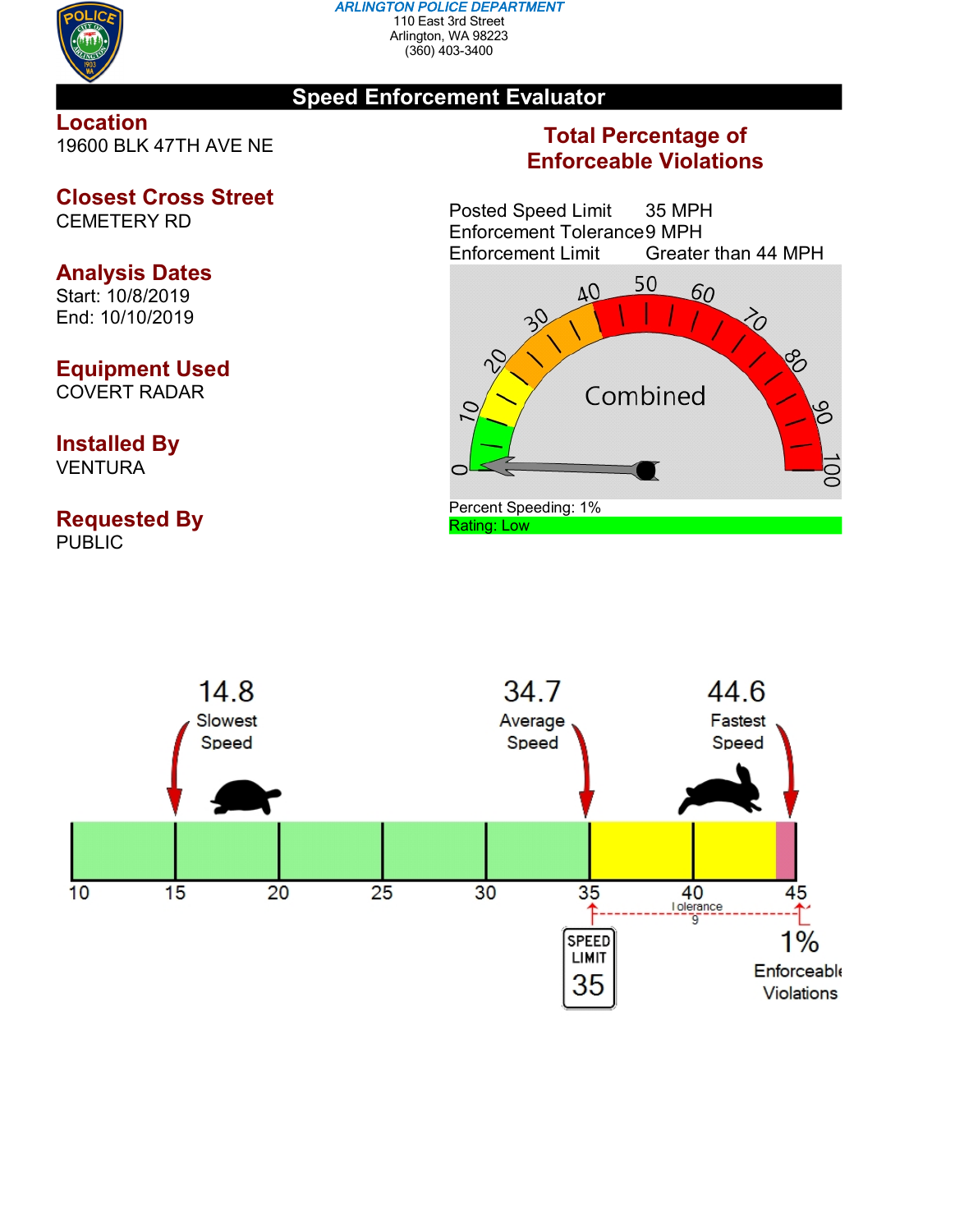**ARLINGTON POLICE DEPARTMENT**
110 East 3rd Street
Arlington, WA 98223
(360) 403-3400

# Speed Enforcement Evaluator

## Location
19600 BLK 47TH AVE NE

## Closest Cross Street
CEMETERY RD

## Analysis Dates
Start: 10/8/2019
End: 10/10/2019

## Equipment Used
COVERT RADAR

## Installed By
VENTURA

## Requested By
PUBLIC

## Total Percentage of Enforceable Violations

| | |
|---|---|
| Posted Speed Limit | 35 MPH |
| Enforcement Tolerance | 9 MPH |
| Enforcement Limit | Greater than 44 MPH |

Combined

Percent Speeding: 1%

Rating: Low

| 14.8 | 34.7 | 44.6 |
|---|---|---|
| Slowest Speed | Average Speed | Fastest Speed |

SPEED LIMIT 35

Tolerance 9

1% Enforceable Violations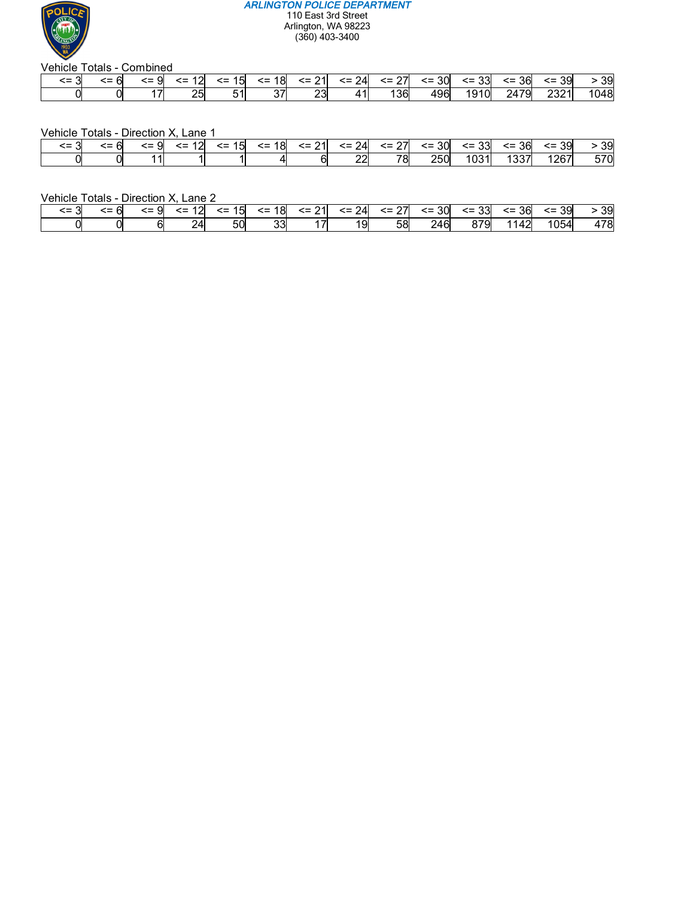**ARLINGTON POLICE DEPARTMENT**
110 East 3rd Street
Arlington, WA 98223
(360) 403-3400

Vehicle Totals - Combined

| <= 3 | <= 6 | <= 9 | <= 12 | <= 15 | <= 18 | <= 21 | <= 24 | <= 27 | <= 30 | <= 33 | <= 36 | <= 39 | > 39 |
|---|---|---|---|---|---|---|---|---|---|---|---|---|---|
| 0 | 0 | 17 | 25 | 51 | 37 | 23 | 41 | 136 | 496 | 1910 | 2479 | 2321 | 1048 |

Vehicle Totals - Direction X, Lane 1

| <= 3 | <= 6 | <= 9 | <= 12 | <= 15 | <= 18 | <= 21 | <= 24 | <= 27 | <= 30 | <= 33 | <= 36 | <= 39 | > 39 |
|---|---|---|---|---|---|---|---|---|---|---|---|---|---|
| 0 | 0 | 11 | 1 | 1 | 4 | 6 | 22 | 78 | 250 | 1031 | 1337 | 1267 | 570 |

Vehicle Totals - Direction X, Lane 2

| <= 3 | <= 6 | <= 9 | <= 12 | <= 15 | <= 18 | <= 21 | <= 24 | <= 27 | <= 30 | <= 33 | <= 36 | <= 39 | > 39 |
|---|---|---|---|---|---|---|---|---|---|---|---|---|---|
| 0 | 0 | 6 | 24 | 50 | 33 | 17 | 19 | 58 | 246 | 879 | 1142 | 1054 | 478 |